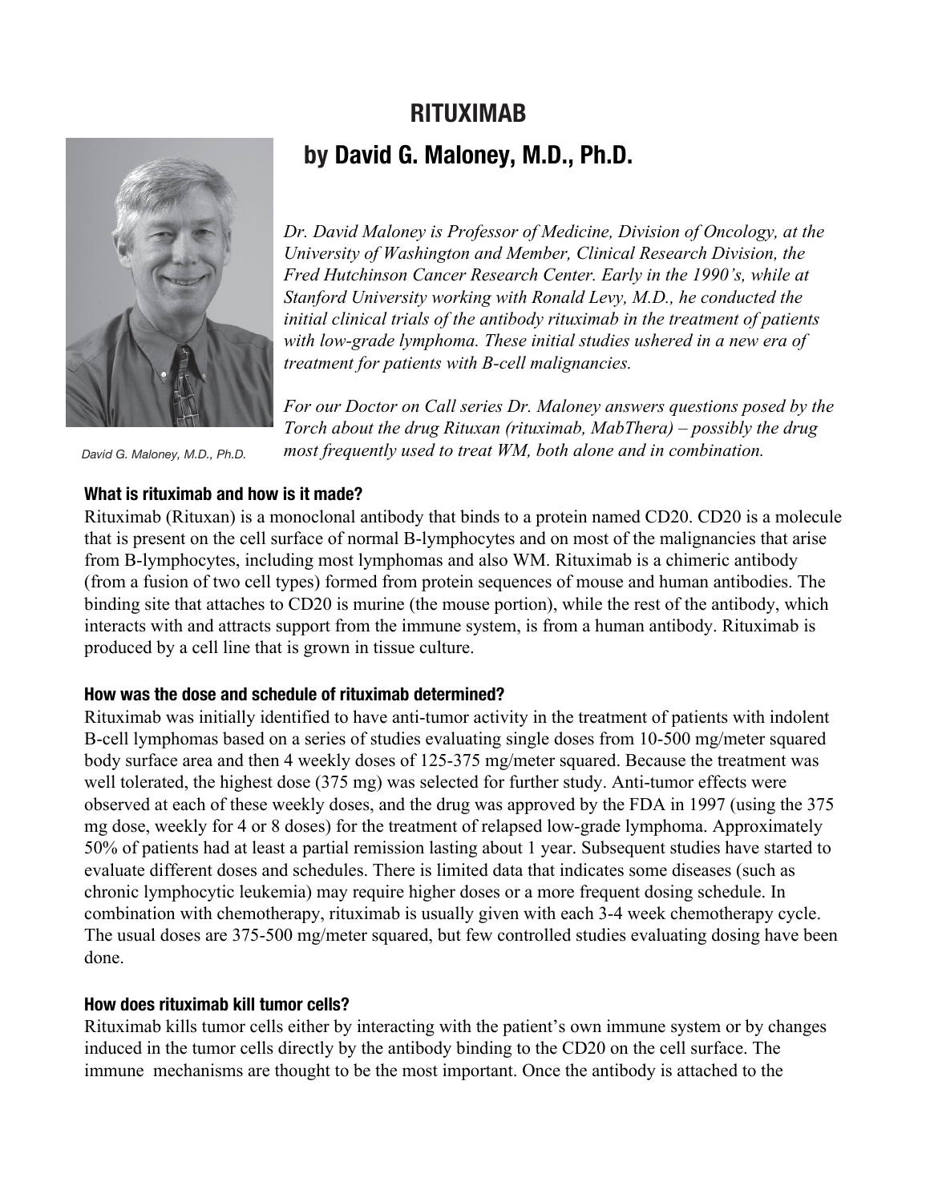# RITUXIMAB

## by David G. Maloney, M.D., Ph.D.

David G. Maloney, M.D., Ph.D.

*Dr. David Maloney is Professor of Medicine, Division of Oncology, at the University of Washington and Member, Clinical Research Division, the Fred Hutchinson Cancer Research Center. Early in the 1990's, while at Stanford University working with Ronald Levy, M.D., he conducted the initial clinical trials of the antibody rituximab in the treatment of patients with low-grade lymphoma. These initial studies ushered in a new era of treatment for patients with B-cell malignancies.*

*For our Doctor on Call series Dr. Maloney answers questions posed by the Torch about the drug Rituxan (rituximab, MabThera) – possibly the drug most frequently used to treat WM, both alone and in combination.*

### What is rituximab and how is it made?

Rituximab (Rituxan) is a monoclonal antibody that binds to a protein named CD20. CD20 is a molecule that is present on the cell surface of normal B-lymphocytes and on most of the malignancies that arise from B-lymphocytes, including most lymphomas and also WM. Rituximab is a chimeric antibody (from a fusion of two cell types) formed from protein sequences of mouse and human antibodies. The binding site that attaches to CD20 is murine (the mouse portion), while the rest of the antibody, which interacts with and attracts support from the immune system, is from a human antibody. Rituximab is produced by a cell line that is grown in tissue culture.

### How was the dose and schedule of rituximab determined?

Rituximab was initially identified to have anti-tumor activity in the treatment of patients with indolent B-cell lymphomas based on a series of studies evaluating single doses from 10-500 mg/meter squared body surface area and then 4 weekly doses of 125-375 mg/meter squared. Because the treatment was well tolerated, the highest dose (375 mg) was selected for further study. Anti-tumor effects were observed at each of these weekly doses, and the drug was approved by the FDA in 1997 (using the 375 mg dose, weekly for 4 or 8 doses) for the treatment of relapsed low-grade lymphoma. Approximately 50% of patients had at least a partial remission lasting about 1 year. Subsequent studies have started to evaluate different doses and schedules. There is limited data that indicates some diseases (such as chronic lymphocytic leukemia) may require higher doses or a more frequent dosing schedule. In combination with chemotherapy, rituximab is usually given with each 3-4 week chemotherapy cycle. The usual doses are 375-500 mg/meter squared, but few controlled studies evaluating dosing have been done.

### How does rituximab kill tumor cells?

Rituximab kills tumor cells either by interacting with the patient's own immune system or by changes induced in the tumor cells directly by the antibody binding to the CD20 on the cell surface. The immune mechanisms are thought to be the most important. Once the antibody is attached to the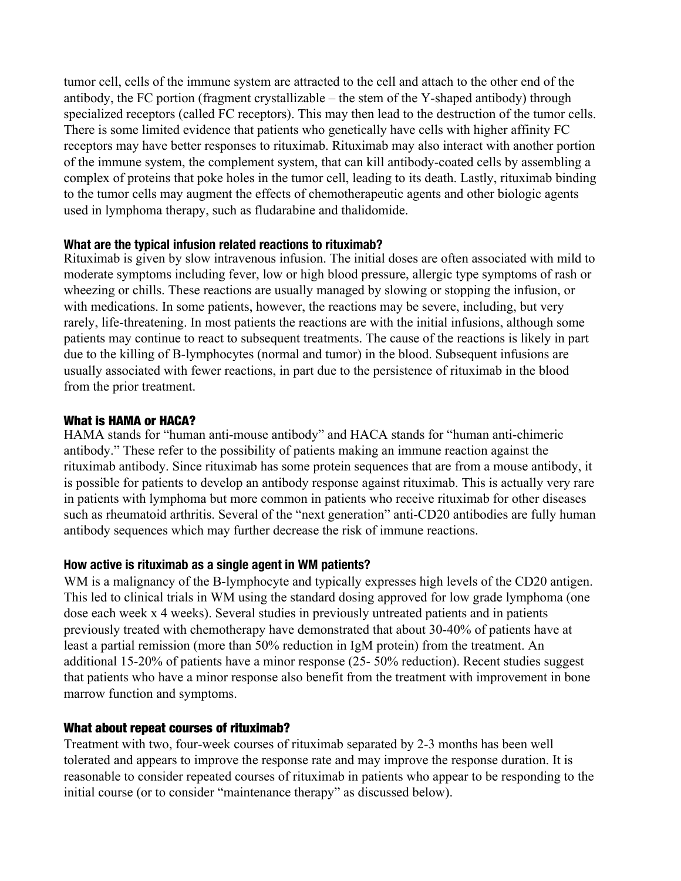tumor cell, cells of the immune system are attracted to the cell and attach to the other end of the antibody, the FC portion (fragment crystallizable – the stem of the Y-shaped antibody) through specialized receptors (called FC receptors). This may then lead to the destruction of the tumor cells. There is some limited evidence that patients who genetically have cells with higher affinity FC receptors may have better responses to rituximab. Rituximab may also interact with another portion of the immune system, the complement system, that can kill antibody-coated cells by assembling a complex of proteins that poke holes in the tumor cell, leading to its death. Lastly, rituximab binding to the tumor cells may augment the effects of chemotherapeutic agents and other biologic agents used in lymphoma therapy, such as fludarabine and thalidomide.

### What are the typical infusion related reactions to rituximab?

Rituximab is given by slow intravenous infusion. The initial doses are often associated with mild to moderate symptoms including fever, low or high blood pressure, allergic type symptoms of rash or wheezing or chills. These reactions are usually managed by slowing or stopping the infusion, or with medications. In some patients, however, the reactions may be severe, including, but very rarely, life-threatening. In most patients the reactions are with the initial infusions, although some patients may continue to react to subsequent treatments. The cause of the reactions is likely in part due to the killing of B-lymphocytes (normal and tumor) in the blood. Subsequent infusions are usually associated with fewer reactions, in part due to the persistence of rituximab in the blood from the prior treatment.

### What is HAMA or HACA?

HAMA stands for "human anti-mouse antibody" and HACA stands for "human anti-chimeric antibody." These refer to the possibility of patients making an immune reaction against the rituximab antibody. Since rituximab has some protein sequences that are from a mouse antibody, it is possible for patients to develop an antibody response against rituximab. This is actually very rare in patients with lymphoma but more common in patients who receive rituximab for other diseases such as rheumatoid arthritis. Several of the "next generation" anti-CD20 antibodies are fully human antibody sequences which may further decrease the risk of immune reactions.

### How active is rituximab as a single agent in WM patients?

WM is a malignancy of the B-lymphocyte and typically expresses high levels of the CD20 antigen. This led to clinical trials in WM using the standard dosing approved for low grade lymphoma (one dose each week x 4 weeks). Several studies in previously untreated patients and in patients previously treated with chemotherapy have demonstrated that about 30-40% of patients have at least a partial remission (more than 50% reduction in IgM protein) from the treatment. An additional 15-20% of patients have a minor response (25- 50% reduction). Recent studies suggest that patients who have a minor response also benefit from the treatment with improvement in bone marrow function and symptoms.

### What about repeat courses of rituximab?

Treatment with two, four-week courses of rituximab separated by 2-3 months has been well tolerated and appears to improve the response rate and may improve the response duration. It is reasonable to consider repeated courses of rituximab in patients who appear to be responding to the initial course (or to consider "maintenance therapy" as discussed below).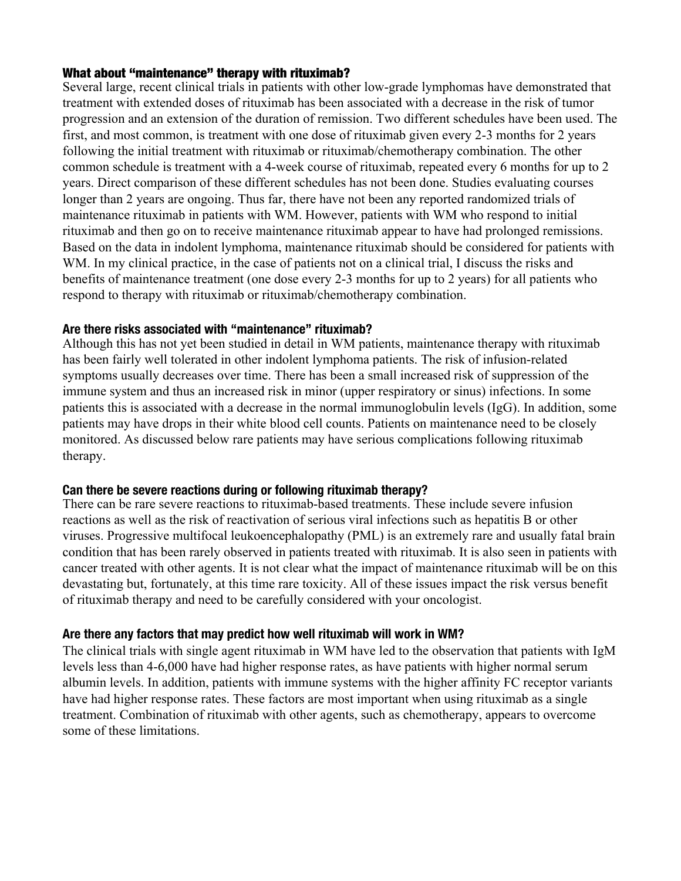### What about "maintenance" therapy with rituximab?

Several large, recent clinical trials in patients with other low-grade lymphomas have demonstrated that treatment with extended doses of rituximab has been associated with a decrease in the risk of tumor progression and an extension of the duration of remission. Two different schedules have been used. The first, and most common, is treatment with one dose of rituximab given every 2-3 months for 2 years following the initial treatment with rituximab or rituximab/chemotherapy combination. The other common schedule is treatment with a 4-week course of rituximab, repeated every 6 months for up to 2 years. Direct comparison of these different schedules has not been done. Studies evaluating courses longer than 2 years are ongoing. Thus far, there have not been any reported randomized trials of maintenance rituximab in patients with WM. However, patients with WM who respond to initial rituximab and then go on to receive maintenance rituximab appear to have had prolonged remissions. Based on the data in indolent lymphoma, maintenance rituximab should be considered for patients with WM. In my clinical practice, in the case of patients not on a clinical trial, I discuss the risks and benefits of maintenance treatment (one dose every 2-3 months for up to 2 years) for all patients who respond to therapy with rituximab or rituximab/chemotherapy combination.

### Are there risks associated with "maintenance" rituximab?

Although this has not yet been studied in detail in WM patients, maintenance therapy with rituximab has been fairly well tolerated in other indolent lymphoma patients. The risk of infusion-related symptoms usually decreases over time. There has been a small increased risk of suppression of the immune system and thus an increased risk in minor (upper respiratory or sinus) infections. In some patients this is associated with a decrease in the normal immunoglobulin levels (IgG). In addition, some patients may have drops in their white blood cell counts. Patients on maintenance need to be closely monitored. As discussed below rare patients may have serious complications following rituximab therapy.

### Can there be severe reactions during or following rituximab therapy?

There can be rare severe reactions to rituximab-based treatments. These include severe infusion reactions as well as the risk of reactivation of serious viral infections such as hepatitis B or other viruses. Progressive multifocal leukoencephalopathy (PML) is an extremely rare and usually fatal brain condition that has been rarely observed in patients treated with rituximab. It is also seen in patients with cancer treated with other agents. It is not clear what the impact of maintenance rituximab will be on this devastating but, fortunately, at this time rare toxicity. All of these issues impact the risk versus benefit of rituximab therapy and need to be carefully considered with your oncologist.

### Are there any factors that may predict how well rituximab will work in WM?

The clinical trials with single agent rituximab in WM have led to the observation that patients with IgM levels less than 4-6,000 have had higher response rates, as have patients with higher normal serum albumin levels. In addition, patients with immune systems with the higher affinity FC receptor variants have had higher response rates. These factors are most important when using rituximab as a single treatment. Combination of rituximab with other agents, such as chemotherapy, appears to overcome some of these limitations.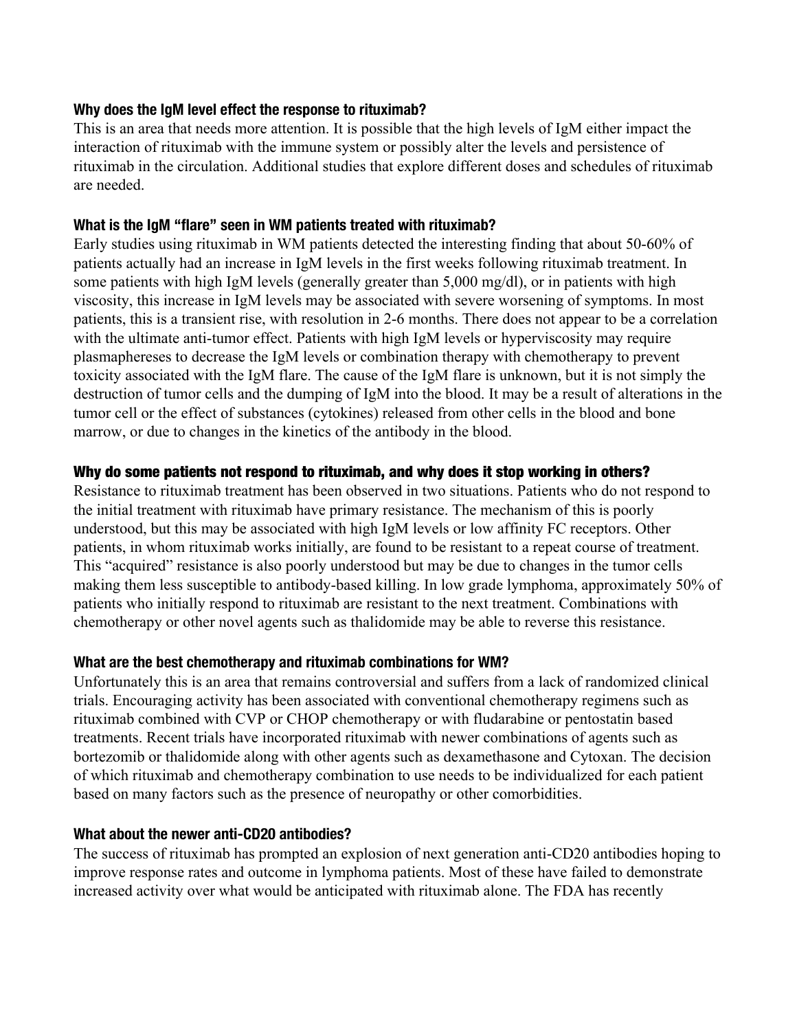### Why does the IgM level effect the response to rituximab?

This is an area that needs more attention. It is possible that the high levels of IgM either impact the interaction of rituximab with the immune system or possibly alter the levels and persistence of rituximab in the circulation. Additional studies that explore different doses and schedules of rituximab are needed.

### What is the IgM "flare" seen in WM patients treated with rituximab?

Early studies using rituximab in WM patients detected the interesting finding that about 50-60% of patients actually had an increase in IgM levels in the first weeks following rituximab treatment. In some patients with high IgM levels (generally greater than 5,000 mg/dl), or in patients with high viscosity, this increase in IgM levels may be associated with severe worsening of symptoms. In most patients, this is a transient rise, with resolution in 2-6 months. There does not appear to be a correlation with the ultimate anti-tumor effect. Patients with high IgM levels or hyperviscosity may require plasmaphereses to decrease the IgM levels or combination therapy with chemotherapy to prevent toxicity associated with the IgM flare. The cause of the IgM flare is unknown, but it is not simply the destruction of tumor cells and the dumping of IgM into the blood. It may be a result of alterations in the tumor cell or the effect of substances (cytokines) released from other cells in the blood and bone marrow, or due to changes in the kinetics of the antibody in the blood.

### Why do some patients not respond to rituximab, and why does it stop working in others?

Resistance to rituximab treatment has been observed in two situations. Patients who do not respond to the initial treatment with rituximab have primary resistance. The mechanism of this is poorly understood, but this may be associated with high IgM levels or low affinity FC receptors. Other patients, in whom rituximab works initially, are found to be resistant to a repeat course of treatment. This "acquired" resistance is also poorly understood but may be due to changes in the tumor cells making them less susceptible to antibody-based killing. In low grade lymphoma, approximately 50% of patients who initially respond to rituximab are resistant to the next treatment. Combinations with chemotherapy or other novel agents such as thalidomide may be able to reverse this resistance.

### What are the best chemotherapy and rituximab combinations for WM?

Unfortunately this is an area that remains controversial and suffers from a lack of randomized clinical trials. Encouraging activity has been associated with conventional chemotherapy regimens such as rituximab combined with CVP or CHOP chemotherapy or with fludarabine or pentostatin based treatments. Recent trials have incorporated rituximab with newer combinations of agents such as bortezomib or thalidomide along with other agents such as dexamethasone and Cytoxan. The decision of which rituximab and chemotherapy combination to use needs to be individualized for each patient based on many factors such as the presence of neuropathy or other comorbidities.

### What about the newer anti-CD20 antibodies?

The success of rituximab has prompted an explosion of next generation anti-CD20 antibodies hoping to improve response rates and outcome in lymphoma patients. Most of these have failed to demonstrate increased activity over what would be anticipated with rituximab alone. The FDA has recently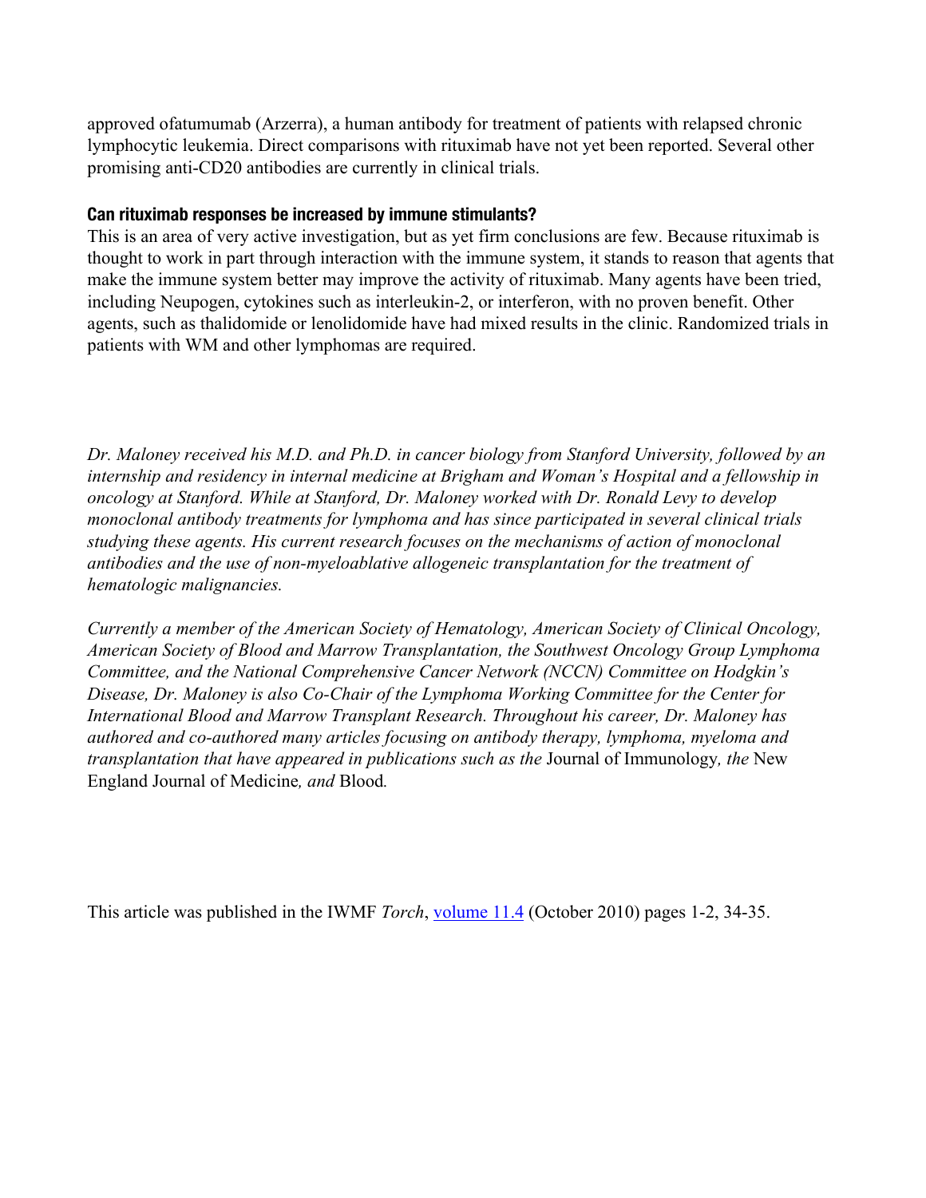approved ofatumumab (Arzerra), a human antibody for treatment of patients with relapsed chronic lymphocytic leukemia. Direct comparisons with rituximab have not yet been reported. Several other promising anti-CD20 antibodies are currently in clinical trials.

### Can rituximab responses be increased by immune stimulants?

This is an area of very active investigation, but as yet firm conclusions are few. Because rituximab is thought to work in part through interaction with the immune system, it stands to reason that agents that make the immune system better may improve the activity of rituximab. Many agents have been tried, including Neupogen, cytokines such as interleukin-2, or interferon, with no proven benefit. Other agents, such as thalidomide or lenolidomide have had mixed results in the clinic. Randomized trials in patients with WM and other lymphomas are required.

*Dr. Maloney received his M.D. and Ph.D. in cancer biology from Stanford University, followed by an internship and residency in internal medicine at Brigham and Woman's Hospital and a fellowship in oncology at Stanford. While at Stanford, Dr. Maloney worked with Dr. Ronald Levy to develop monoclonal antibody treatments for lymphoma and has since participated in several clinical trials studying these agents. His current research focuses on the mechanisms of action of monoclonal antibodies and the use of non-myeloablative allogeneic transplantation for the treatment of hematologic malignancies.*

*Currently a member of the American Society of Hematology, American Society of Clinical Oncology, American Society of Blood and Marrow Transplantation, the Southwest Oncology Group Lymphoma Committee, and the National Comprehensive Cancer Network (NCCN) Committee on Hodgkin's Disease, Dr. Maloney is also Co-Chair of the Lymphoma Working Committee for the Center for International Blood and Marrow Transplant Research. Throughout his career, Dr. Maloney has authored and co-authored many articles focusing on antibody therapy, lymphoma, myeloma and transplantation that have appeared in publications such as the* Journal of Immunology*, the* New England Journal of Medicine*, and* Blood*.*

This article was published in the IWMF *Torch*, volume 11.4 (October 2010) pages 1-2, 34-35.